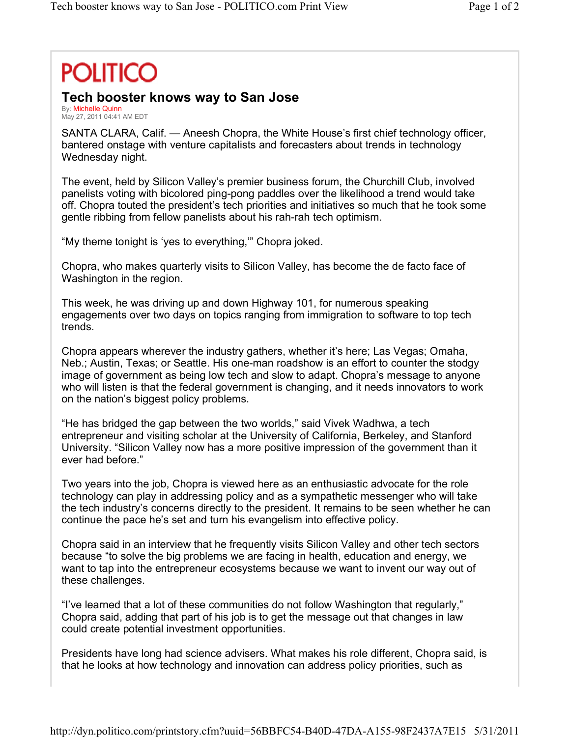# POLITICO

## Tech booster knows way to San Jose

By: Michelle Quinn
May 27, 2011 04:41 AM EDT

SANTA CLARA, Calif. — Aneesh Chopra, the White House's first chief technology officer, bantered onstage with venture capitalists and forecasters about trends in technology Wednesday night.

The event, held by Silicon Valley's premier business forum, the Churchill Club, involved panelists voting with bicolored ping-pong paddles over the likelihood a trend would take off. Chopra touted the president's tech priorities and initiatives so much that he took some gentle ribbing from fellow panelists about his rah-rah tech optimism.

"My theme tonight is 'yes to everything,'" Chopra joked.

Chopra, who makes quarterly visits to Silicon Valley, has become the de facto face of Washington in the region.

This week, he was driving up and down Highway 101, for numerous speaking engagements over two days on topics ranging from immigration to software to top tech trends.

Chopra appears wherever the industry gathers, whether it's here; Las Vegas; Omaha, Neb.; Austin, Texas; or Seattle. His one-man roadshow is an effort to counter the stodgy image of government as being low tech and slow to adapt. Chopra's message to anyone who will listen is that the federal government is changing, and it needs innovators to work on the nation's biggest policy problems.

"He has bridged the gap between the two worlds," said Vivek Wadhwa, a tech entrepreneur and visiting scholar at the University of California, Berkeley, and Stanford University. "Silicon Valley now has a more positive impression of the government than it ever had before."

Two years into the job, Chopra is viewed here as an enthusiastic advocate for the role technology can play in addressing policy and as a sympathetic messenger who will take the tech industry's concerns directly to the president. It remains to be seen whether he can continue the pace he's set and turn his evangelism into effective policy.

Chopra said in an interview that he frequently visits Silicon Valley and other tech sectors because "to solve the big problems we are facing in health, education and energy, we want to tap into the entrepreneur ecosystems because we want to invent our way out of these challenges.

"I've learned that a lot of these communities do not follow Washington that regularly," Chopra said, adding that part of his job is to get the message out that changes in law could create potential investment opportunities.

Presidents have long had science advisers. What makes his role different, Chopra said, is that he looks at how technology and innovation can address policy priorities, such as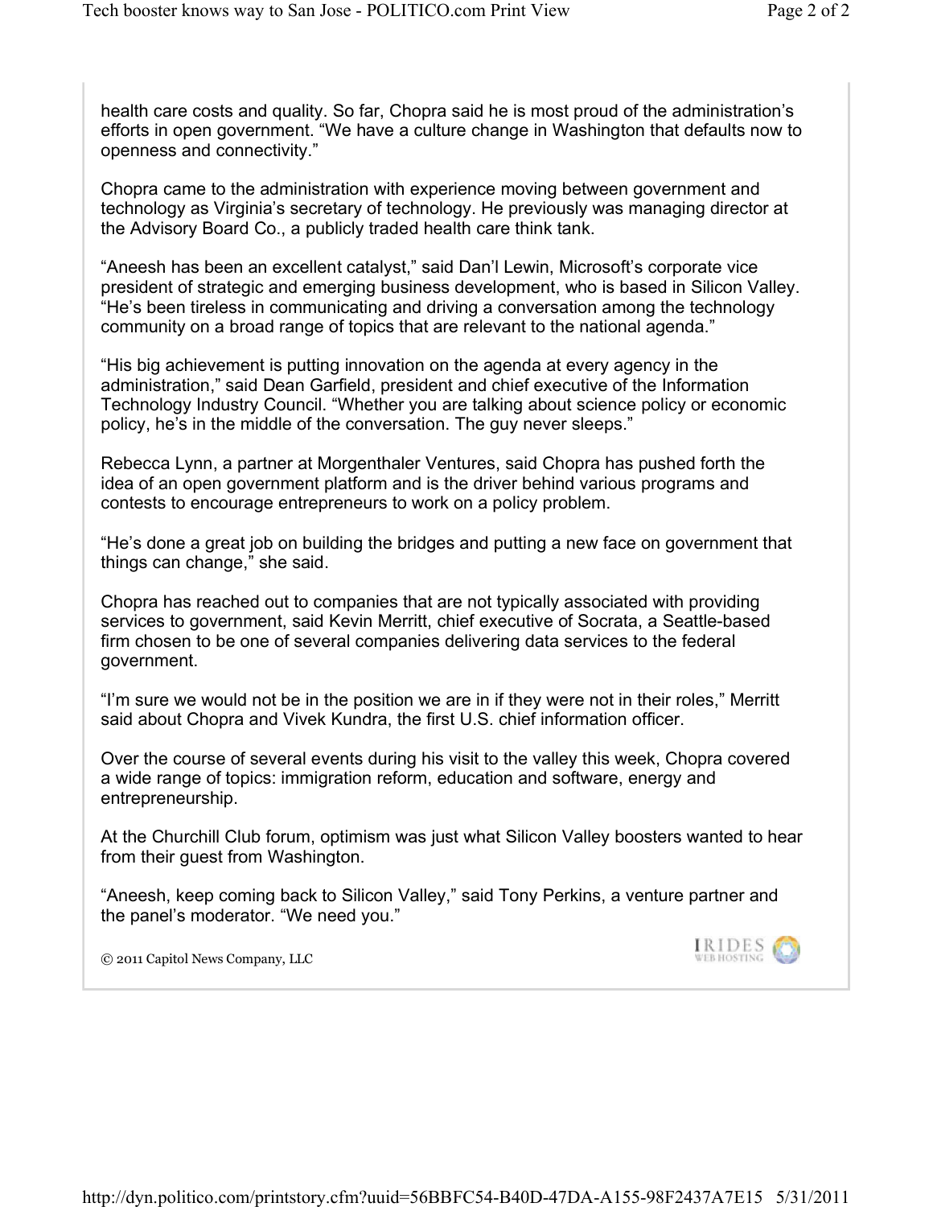health care costs and quality. So far, Chopra said he is most proud of the administration's efforts in open government. "We have a culture change in Washington that defaults now to openness and connectivity."

Chopra came to the administration with experience moving between government and technology as Virginia's secretary of technology. He previously was managing director at the Advisory Board Co., a publicly traded health care think tank.

"Aneesh has been an excellent catalyst," said Dan'l Lewin, Microsoft's corporate vice president of strategic and emerging business development, who is based in Silicon Valley. "He's been tireless in communicating and driving a conversation among the technology community on a broad range of topics that are relevant to the national agenda."

"His big achievement is putting innovation on the agenda at every agency in the administration," said Dean Garfield, president and chief executive of the Information Technology Industry Council. "Whether you are talking about science policy or economic policy, he's in the middle of the conversation. The guy never sleeps."

Rebecca Lynn, a partner at Morgenthaler Ventures, said Chopra has pushed forth the idea of an open government platform and is the driver behind various programs and contests to encourage entrepreneurs to work on a policy problem.

"He's done a great job on building the bridges and putting a new face on government that things can change," she said.

Chopra has reached out to companies that are not typically associated with providing services to government, said Kevin Merritt, chief executive of Socrata, a Seattle-based firm chosen to be one of several companies delivering data services to the federal government.

"I'm sure we would not be in the position we are in if they were not in their roles," Merritt said about Chopra and Vivek Kundra, the first U.S. chief information officer.

Over the course of several events during his visit to the valley this week, Chopra covered a wide range of topics: immigration reform, education and software, energy and entrepreneurship.

At the Churchill Club forum, optimism was just what Silicon Valley boosters wanted to hear from their guest from Washington.

"Aneesh, keep coming back to Silicon Valley," said Tony Perkins, a venture partner and the panel's moderator. "We need you."

© 2011 Capitol News Company, LLC